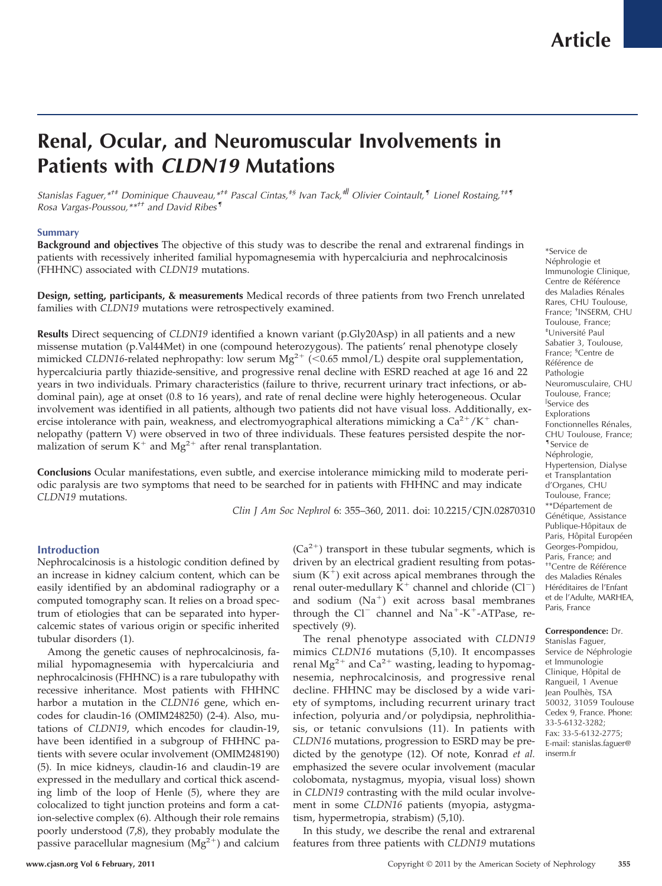Article

# Renal, Ocular, and Neuromuscular Involvements in Patients with *CLDN19* Mutations

*Stanislas Faguer,*†‡ Dominique Chauveau,*†‡ Pascal Cintas,‡§ Ivan Tack,‡‖ Olivier Cointault,¶ Lionel Rostaing,†‡¶ Rosa Vargas-Poussou,**†† and David Ribes¶*

## Summary

**Background and objectives** The objective of this study was to describe the renal and extrarenal findings in patients with recessively inherited familial hypomagnesemia with hypercalciuria and nephrocalcinosis (FHHNC) associated with *CLDN19* mutations.

**Design, setting, participants, & measurements** Medical records of three patients from two French unrelated families with *CLDN19* mutations were retrospectively examined.

**Results** Direct sequencing of *CLDN19* identified a known variant (p.Gly20Asp) in all patients and a new missense mutation (p.Val44Met) in one (compound heterozygous). The patients' renal phenotype closely mimicked *CLDN16*-related nephropathy: low serum $Mg^{2+}$ (<0.65 mmol/L) despite oral supplementation, hypercalciuria partly thiazide-sensitive, and progressive renal decline with ESRD reached at age 16 and 22 years in two individuals. Primary characteristics (failure to thrive, recurrent urinary tract infections, or abdominal pain), age at onset (0.8 to 16 years), and rate of renal decline were highly heterogeneous. Ocular involvement was identified in all patients, although two patients did not have visual loss. Additionally, exercise intolerance with pain, weakness, and electromyographical alterations mimicking a $Ca^{2+}/K^{+}$ channelopathy (pattern V) were observed in two of three individuals. These features persisted despite the normalization of serum $K^{+}$ and $Mg^{2+}$ after renal transplantation.

**Conclusions** Ocular manifestations, even subtle, and exercise intolerance mimicking mild to moderate periodic paralysis are two symptoms that need to be searched for in patients with FHHNC and may indicate *CLDN19* mutations.

*Clin J Am Soc Nephrol* 6: 355–360, 2011. doi: 10.2215/CJN.02870310

*Service de Néphrologie et Immunologie Clinique, Centre de Référence des Maladies Rénales Rares, CHU Toulouse, France; †INSERM, CHU Toulouse, France; ‡Université Paul Sabatier 3, Toulouse, France; §Centre de Référence de Pathologie Neuromusculaire, CHU Toulouse, France; ‖Service des Explorations Fonctionnelles Rénales, CHU Toulouse, France; ¶Service de Néphrologie, Hypertension, Dialyse et Transplantation d'Organes, CHU Toulouse, France; **Département de Génétique, Assistance Publique-Hôpitaux de Paris, Hôpital Européen Georges-Pompidou, Paris, France; and ††Centre de Référence des Maladies Rénales Héréditaires de l'Enfant et de l'Adulte, MARHEA, Paris, France

**Correspondence:** Dr. Stanislas Faguer, Service de Néphrologie et Immunologie Clinique, Hôpital de Rangueil, 1 Avenue Jean Poulhès, TSA 50032, 31059 Toulouse Cedex 9, France. Phone: 33-5-6132-3282; Fax: 33-5-6132-2775; E-mail: stanislas.faguer@inserm.fr

## Introduction

Nephrocalcinosis is a histologic condition defined by an increase in kidney calcium content, which can be easily identified by an abdominal radiography or a computed tomography scan. It relies on a broad spectrum of etiologies that can be separated into hypercalcemic states of various origin or specific inherited tubular disorders (1).

Among the genetic causes of nephrocalcinosis, familial hypomagnesemia with hypercalciuria and nephrocalcinosis (FHHNC) is a rare tubulopathy with recessive inheritance. Most patients with FHHNC harbor a mutation in the *CLDN16* gene, which encodes for claudin-16 (OMIM248250) (2-4). Also, mutations of *CLDN19*, which encodes for claudin-19, have been identified in a subgroup of FHHNC patients with severe ocular involvement (OMIM248190) (5). In mice kidneys, claudin-16 and claudin-19 are expressed in the medullary and cortical thick ascending limb of the loop of Henle (5), where they are colocalized to tight junction proteins and form a cation-selective complex (6). Although their role remains poorly understood (7,8), they probably modulate the passive paracellular magnesium ($Mg^{2+}$) and calcium ($Ca^{2+}$) transport in these tubular segments, which is driven by an electrical gradient resulting from potassium ($K^{+}$) exit across apical membranes through the renal outer-medullary $K^{+}$ channel and chloride ($Cl^{-}$) and sodium ($Na^{+}$) exit across basal membranes through the $Cl^{-}$ channel and $Na^{+}$-$K^{+}$-ATPase, respectively (9).

The renal phenotype associated with *CLDN19* mimics *CLDN16* mutations (5,10). It encompasses renal $Mg^{2+}$ and $Ca^{2+}$ wasting, leading to hypomagnesemia, nephrocalcinosis, and progressive renal decline. FHHNC may be disclosed by a wide variety of symptoms, including recurrent urinary tract infection, polyuria and/or polydipsia, nephrolithiasis, or tetanic convulsions (11). In patients with *CLDN16* mutations, progression to ESRD may be predicted by the genotype (12). Of note, Konrad *et al.* emphasized the severe ocular involvement (macular colobomata, nystagmus, myopia, visual loss) shown in *CLDN19* contrasting with the mild ocular involvement in some *CLDN16* patients (myopia, astygmatism, hypermetropia, strabism) (5,10).

In this study, we describe the renal and extrarenal features from three patients with *CLDN19* mutations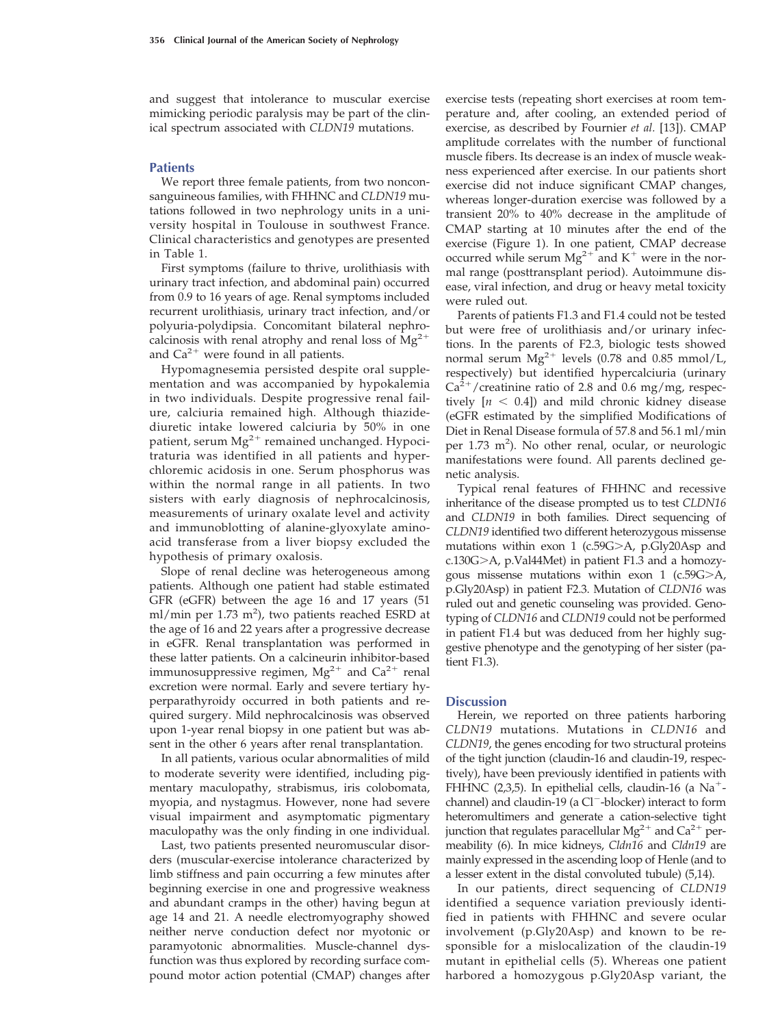and suggest that intolerance to muscular exercise mimicking periodic paralysis may be part of the clinical spectrum associated with *CLDN19* mutations.

## Patients

We report three female patients, from two nonconsanguineous families, with FHHNC and *CLDN19* mutations followed in two nephrology units in a university hospital in Toulouse in southwest France. Clinical characteristics and genotypes are presented in Table 1.

First symptoms (failure to thrive, urolithiasis with urinary tract infection, and abdominal pain) occurred from 0.9 to 16 years of age. Renal symptoms included recurrent urolithiasis, urinary tract infection, and/or polyuria-polydipsia. Concomitant bilateral nephrocalcinosis with renal atrophy and renal loss of $Mg^{2+}$ and $Ca^{2+}$ were found in all patients.

Hypomagnesemia persisted despite oral supplementation and was accompanied by hypokalemia in two individuals. Despite progressive renal failure, calciuria remained high. Although thiazide-diuretic intake lowered calciuria by 50% in one patient, serum $Mg^{2+}$ remained unchanged. Hypocitraturia was identified in all patients and hyperchloremic acidosis in one. Serum phosphorus was within the normal range in all patients. In two sisters with early diagnosis of nephrocalcinosis, measurements of urinary oxalate level and activity and immunoblotting of alanine-glyoxylate aminoacid transferase from a liver biopsy excluded the hypothesis of primary oxalosis.

Slope of renal decline was heterogeneous among patients. Although one patient had stable estimated GFR (eGFR) between the age of 16 and 17 years (51 ml/min per 1.73 $m^2$), two patients reached ESRD at the age of 16 and 22 years after a progressive decrease in eGFR. Renal transplantation was performed in these latter patients. On a calcineurin inhibitor-based immunosuppressive regimen, $Mg^{2+}$ and $Ca^{2+}$ renal excretion were normal. Early and severe tertiary hyperparathyroidy occurred in both patients and required surgery. Mild nephrocalcinosis was observed upon 1-year renal biopsy in one patient but was absent in the other 6 years after renal transplantation.

In all patients, various ocular abnormalities of mild to moderate severity were identified, including pigmentary maculopathy, strabismus, iris colobomata, myopia, and nystagmus. However, none had severe visual impairment and asymptomatic pigmentary maculopathy was the only finding in one individual.

Last, two patients presented neuromuscular disorders (muscular-exercise intolerance characterized by limb stiffness and pain occurring a few minutes after beginning exercise in one and progressive weakness and abundant cramps in the other) having begun at age 14 and 21. A needle electromyography showed neither nerve conduction defect nor myotonic or paramyotonic abnormalities. Muscle-channel dysfunction was thus explored by recording surface compound motor action potential (CMAP) changes after exercise tests (repeating short exercises at room temperature and, after cooling, an extended period of exercise, as described by Fournier *et al.* [13]). CMAP amplitude correlates with the number of functional muscle fibers. Its decrease is an index of muscle weakness experienced after exercise. In our patients short exercise did not induce significant CMAP changes, whereas longer-duration exercise was followed by a transient 20% to 40% decrease in the amplitude of CMAP starting at 10 minutes after the end of the exercise (Figure 1). In one patient, CMAP decrease occurred while serum $Mg^{2+}$ and $K^+$ were in the normal range (posttransplant period). Autoimmune disease, viral infection, and drug or heavy metal toxicity were ruled out.

Parents of patients F1.3 and F1.4 could not be tested but were free of urolithiasis and/or urinary infections. In the parents of F2.3, biologic tests showed normal serum $Mg^{2+}$ levels (0.78 and 0.85 mmol/L, respectively) but identified hypercalciuria (urinary $Ca^{2+}$/creatinine ratio of 2.8 and 0.6 mg/mg, respectively [$n < 0.4$]) and mild chronic kidney disease (eGFR estimated by the simplified Modifications of Diet in Renal Disease formula of 57.8 and 56.1 ml/min per 1.73 $m^2$). No other renal, ocular, or neurologic manifestations were found. All parents declined genetic analysis.

Typical renal features of FHHNC and recessive inheritance of the disease prompted us to test *CLDN16* and *CLDN19* in both families. Direct sequencing of *CLDN19* identified two different heterozygous missense mutations within exon 1 (c.59G>A, p.Gly20Asp and c.130G>A, p.Val44Met) in patient F1.3 and a homozygous missense mutations within exon 1 (c.59G>A, p.Gly20Asp) in patient F2.3. Mutation of *CLDN16* was ruled out and genetic counseling was provided. Genotyping of *CLDN16* and *CLDN19* could not be performed in patient F1.4 but was deduced from her highly suggestive phenotype and the genotyping of her sister (patient F1.3).

## Discussion

Herein, we reported on three patients harboring *CLDN19* mutations. Mutations in *CLDN16* and *CLDN19*, the genes encoding for two structural proteins of the tight junction (claudin-16 and claudin-19, respectively), have been previously identified in patients with FHHNC (2,3,5). In epithelial cells, claudin-16 (a $Na^+$-channel) and claudin-19 (a $Cl^-$-blocker) interact to form heteromultimers and generate a cation-selective tight junction that regulates paracellular $Mg^{2+}$ and $Ca^{2+}$ permeability (6). In mice kidneys, *Cldn16* and *Cldn19* are mainly expressed in the ascending loop of Henle (and to a lesser extent in the distal convoluted tubule) (5,14).

In our patients, direct sequencing of *CLDN19* identified a sequence variation previously identified in patients with FHHNC and severe ocular involvement (p.Gly20Asp) and known to be responsible for a mislocalization of the claudin-19 mutant in epithelial cells (5). Whereas one patient harbored a homozygous p.Gly20Asp variant, the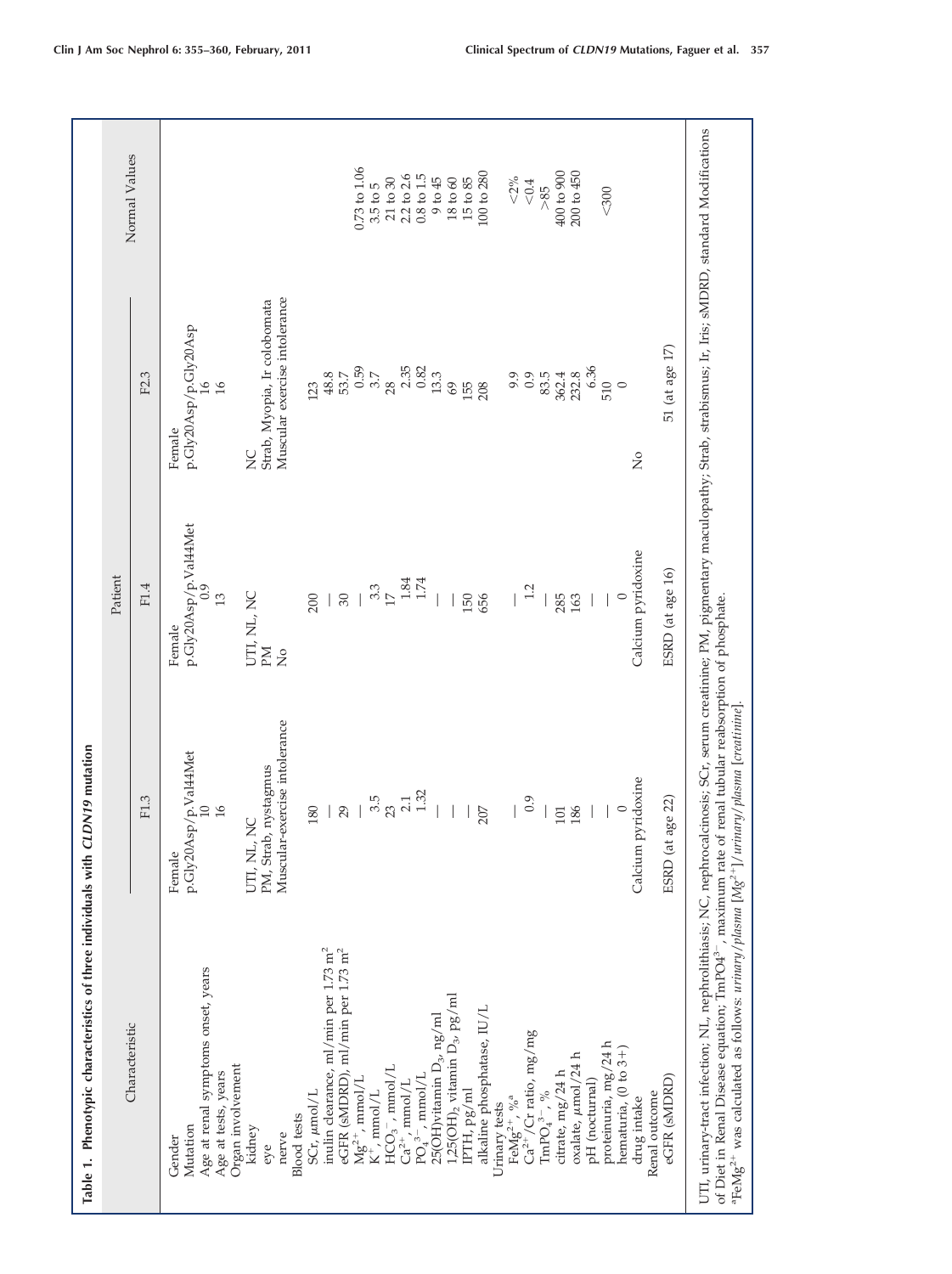**Table 1. Phenotypic characteristics of three individuals with *CLDN19* mutation**

| Characteristic | Patient | | | Normal Values |
|---|---|---|---|---|
| | F1.3 | F1.4 | F2.3 | |
| Gender | Female | Female | Female | |
| Mutation | p.Gly20Asp/p.Val44Met | p.Gly20Asp/p.Val44Met | p.Gly20Asp/p.Gly20Asp | |
| Age at renal symptoms onset, years | 10 | 0.9 | 16 | |
| Age at tests, years | 16 | 13 | 16 | |
| Organ involvement | | | | |
| kidney | UTI, NL, NC | UTI, NL, NC | NC | |
| eye | PM, Strab, nystagmus | PM | Strab, Myopia, Ir colobomata | |
| nerve | Muscular-exercise intolerance | No | Muscular exercise intolerance | |
| Blood tests | | | | |
| SCr, μmol/L | 180 | 200 | 123 | |
| inulin clearance, ml/min per 1.73 $m^2$ | — | — | 48.8 | |
| eGFR (sMDRD), ml/min per 1.73 $m^2$ | 29 | 30 | 53.7 | |
| $Mg^{2+}$, mmol/L | — | — | 0.59 | 0.73 to 1.06 |
| $K^+$, mmol/L | 3.5 | 3.3 | 3.7 | 3.5 to 5 |
| $HCO_3^-$, mmol/L | 23 | 17 | 28 | 21 to 30 |
| $Ca^{2+}$, mmol/L | 2.1 | 1.84 | 2.35 | 2.2 to 2.6 |
| $PO_4^{3-}$, mmol/L | 1.32 | 1.74 | 0.82 | 0.8 to 1.5 |
| 25(OH)vitamin $D_3$, ng/ml | — | — | 13.3 | 9 to 45 |
| 1,25(OH)$_2$ vitamin $D_3$, pg/ml | — | — | 69 | 18 to 60 |
| IPTH, pg/ml | — | 150 | 155 | 15 to 85 |
| alkaline phosphatase, IU/L | 207 | 656 | 208 | 100 to 280 |
| Urinary tests | | | | |
| $FeMg^{2+}$, %[a] | — | — | 9.9 | <2% |
| $Ca^{2+}$/Cr ratio, mg/mg | 0.9 | 1.2 | 0.9 | <0.4 |
| $TmPO_4^{3-}$, % | — | — | 83.5 | >85 |
| citrate, mg/24 h | 101 | 285 | 362.4 | 400 to 900 |
| oxalate, μmol/24 h | 186 | 163 | 232.8 | 200 to 450 |
| pH (nocturnal) | — | — | 6.36 | |
| proteinuria, mg/24 h | — | — | 510 | <300 |
| hematuria, (0 to 3+) | 0 | 0 | 0 | |
| drug intake | Calcium pyridoxine | Calcium pyridoxine | No | |
| Renal outcome | | | | |
| eGFR (sMDRD) | ESRD (at age 22) | ESRD (at age 16) | 51 (at age 17) | |

UTI, urinary-tract infection; NL, nephrolithiasis; NC, nephrocalcinosis; SCr, serum creatinine; PM, pigmentary maculopathy; Strab, strabismus; Ir, Iris; sMDRD, standard Modifications of Diet in Renal Disease equation; $TmPO_4^{3-}$, maximum rate of renal tubular reabsorption of phosphate.

[a]$FeMg^{2+}$ was calculated as follows: *urinary/plasma* [$Mg^{2+}$]/*urinary/plasma* [*creatinine*].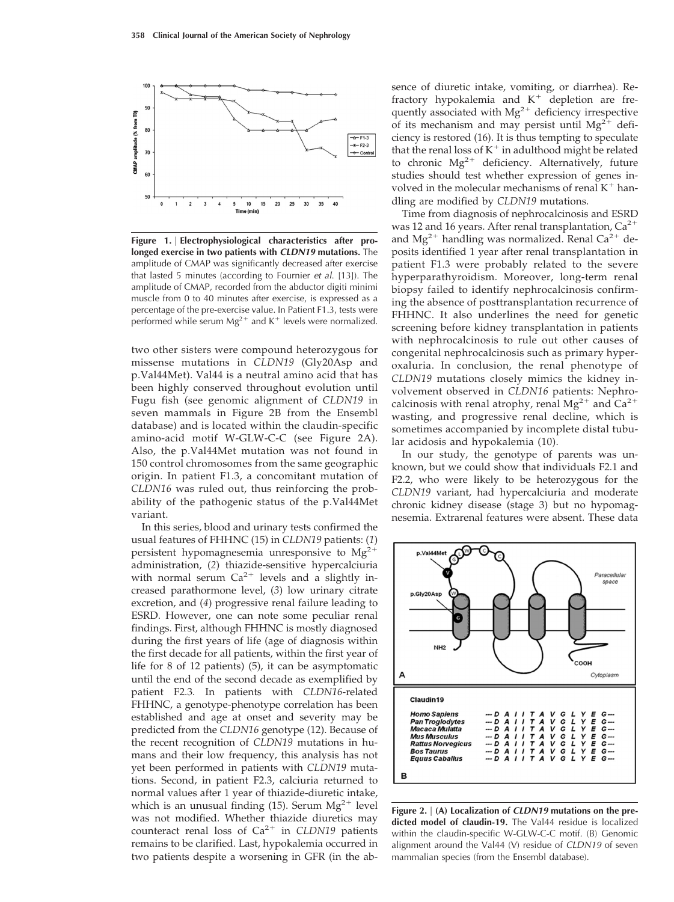Figure 1. | **Electrophysiological characteristics after prolonged exercise in two patients with *CLDN19* mutations.** The amplitude of CMAP was significantly decreased after exercise that lasted 5 minutes (according to Fournier *et al.* [13]). The amplitude of CMAP, recorded from the abductor digiti minimi muscle from 0 to 40 minutes after exercise, is expressed as a percentage of the pre-exercise value. In Patient F1.3, tests were performed while serum $Mg^{2+}$ and $K^+$ levels were normalized.

two other sisters were compound heterozygous for missense mutations in *CLDN19* (Gly20Asp and p.Val44Met). Val44 is a neutral amino acid that has been highly conserved throughout evolution until Fugu fish (see genomic alignment of *CLDN19* in seven mammals in Figure 2B from the Ensembl database) and is located within the claudin-specific amino-acid motif W-GLW-C-C (see Figure 2A). Also, the p.Val44Met mutation was not found in 150 control chromosomes from the same geographic origin. In patient F1.3, a concomitant mutation of *CLDN16* was ruled out, thus reinforcing the probability of the pathogenic status of the p.Val44Met variant.

In this series, blood and urinary tests confirmed the usual features of FHHNC (15) in *CLDN19* patients: (*1*) persistent hypomagnesemia unresponsive to $Mg^{2+}$ administration, (*2*) thiazide-sensitive hypercalciuria with normal serum $Ca^{2+}$ levels and a slightly increased parathormone level, (*3*) low urinary citrate excretion, and (*4*) progressive renal failure leading to ESRD. However, one can note some peculiar renal findings. First, although FHHNC is mostly diagnosed during the first years of life (age of diagnosis within the first decade for all patients, within the first year of life for 8 of 12 patients) (5), it can be asymptomatic until the end of the second decade as exemplified by patient F2.3. In patients with *CLDN16*-related FHHNC, a genotype-phenotype correlation has been established and age at onset and severity may be predicted from the *CLDN16* genotype (12). Because of the recent recognition of *CLDN19* mutations in humans and their low frequency, this analysis has not yet been performed in patients with *CLDN19* mutations. Second, in patient F2.3, calciuria returned to normal values after 1 year of thiazide-diuretic intake, which is an unusual finding (15). Serum $Mg^{2+}$ level was not modified. Whether thiazide diuretics may counteract renal loss of $Ca^{2+}$ in *CLDN19* patients remains to be clarified. Last, hypokalemia occurred in two patients despite a worsening in GFR (in the absence of diuretic intake, vomiting, or diarrhea). Refractory hypokalemia and $K^+$ depletion are frequently associated with $Mg^{2+}$ deficiency irrespective of its mechanism and may persist until $Mg^{2+}$ deficiency is restored (16). It is thus tempting to speculate that the renal loss of $K^+$ in adulthood might be related to chronic $Mg^{2+}$ deficiency. Alternatively, future studies should test whether expression of genes involved in the molecular mechanisms of renal $K^+$ handling are modified by *CLDN19* mutations.

Time from diagnosis of nephrocalcinosis and ESRD was 12 and 16 years. After renal transplantation, $Ca^{2+}$ and $Mg^{2+}$ handling was normalized. Renal $Ca^{2+}$ deposits identified 1 year after renal transplantation in patient F1.3 were probably related to the severe hyperparathyroidism. Moreover, long-term renal biopsy failed to identify nephrocalcinosis confirming the absence of posttransplantation recurrence of FHHNC. It also underlines the need for genetic screening before kidney transplantation in patients with nephrocalcinosis to rule out other causes of congenital nephrocalcinosis such as primary hyperoxaluria. In conclusion, the renal phenotype of *CLDN19* mutations closely mimics the kidney involvement observed in *CLDN16* patients: Nephrocalcinosis with renal atrophy, renal $Mg^{2+}$ and $Ca^{2+}$ wasting, and progressive renal decline, which is sometimes accompanied by incomplete distal tubular acidosis and hypokalemia (10).

In our study, the genotype of parents was unknown, but we could show that individuals F2.1 and F2.2, who were likely to be heterozygous for the *CLDN19* variant, had hypercalciuria and moderate chronic kidney disease (stage 3) but no hypomagnesemia. Extrarenal features were absent. These data

Figure 2. | **(A) Localization of *CLDN19* mutations on the predicted model of claudin-19.** The Val44 residue is localized within the claudin-specific W-GLW-C-C motif. (B) Genomic alignment around the Val44 (V) residue of *CLDN19* of seven mammalian species (from the Ensembl database).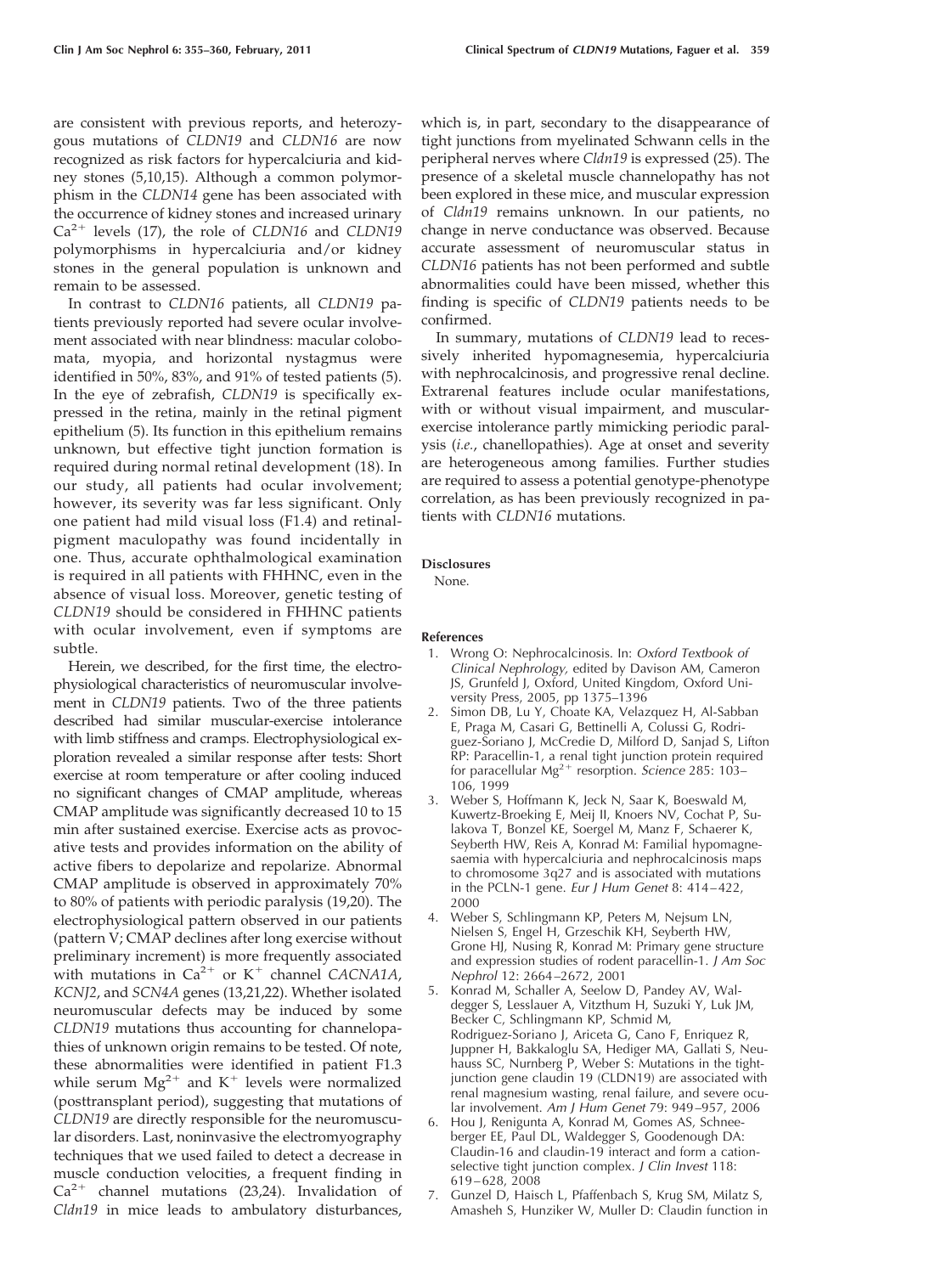are consistent with previous reports, and heterozygous mutations of *CLDN19* and *CLDN16* are now recognized as risk factors for hypercalciuria and kidney stones (5,10,15). Although a common polymorphism in the *CLDN14* gene has been associated with the occurrence of kidney stones and increased urinary $Ca^{2+}$ levels (17), the role of *CLDN16* and *CLDN19* polymorphisms in hypercalciuria and/or kidney stones in the general population is unknown and remain to be assessed.

In contrast to *CLDN16* patients, all *CLDN19* patients previously reported had severe ocular involvement associated with near blindness: macular colobomata, myopia, and horizontal nystagmus were identified in 50%, 83%, and 91% of tested patients (5). In the eye of zebrafish, *CLDN19* is specifically expressed in the retina, mainly in the retinal pigment epithelium (5). Its function in this epithelium remains unknown, but effective tight junction formation is required during normal retinal development (18). In our study, all patients had ocular involvement; however, its severity was far less significant. Only one patient had mild visual loss (F1.4) and retinal-pigment maculopathy was found incidentally in one. Thus, accurate ophthalmological examination is required in all patients with FHHNC, even in the absence of visual loss. Moreover, genetic testing of *CLDN19* should be considered in FHHNC patients with ocular involvement, even if symptoms are subtle.

Herein, we described, for the first time, the electrophysiological characteristics of neuromuscular involvement in *CLDN19* patients. Two of the three patients described had similar muscular-exercise intolerance with limb stiffness and cramps. Electrophysiological exploration revealed a similar response after tests: Short exercise at room temperature or after cooling induced no significant changes of CMAP amplitude, whereas CMAP amplitude was significantly decreased 10 to 15 min after sustained exercise. Exercise acts as provocative tests and provides information on the ability of active fibers to depolarize and repolarize. Abnormal CMAP amplitude is observed in approximately 70% to 80% of patients with periodic paralysis (19,20). The electrophysiological pattern observed in our patients (pattern V; CMAP declines after long exercise without preliminary increment) is more frequently associated with mutations in $Ca^{2+}$ or $K^{+}$ channel *CACNA1A*, *KCNJ2*, and *SCN4A* genes (13,21,22). Whether isolated neuromuscular defects may be induced by some *CLDN19* mutations thus accounting for channelopathies of unknown origin remains to be tested. Of note, these abnormalities were identified in patient F1.3 while serum $Mg^{2+}$ and $K^{+}$ levels were normalized (posttransplant period), suggesting that mutations of *CLDN19* are directly responsible for the neuromuscular disorders. Last, noninvasive the electromyography techniques that we used failed to detect a decrease in muscle conduction velocities, a frequent finding in $Ca^{2+}$ channel mutations (23,24). Invalidation of *Cldn19* in mice leads to ambulatory disturbances, which is, in part, secondary to the disappearance of tight junctions from myelinated Schwann cells in the peripheral nerves where *Cldn19* is expressed (25). The presence of a skeletal muscle channelopathy has not been explored in these mice, and muscular expression of *Cldn19* remains unknown. In our patients, no change in nerve conductance was observed. Because accurate assessment of neuromuscular status in *CLDN16* patients has not been performed and subtle abnormalities could have been missed, whether this finding is specific of *CLDN19* patients needs to be confirmed.

In summary, mutations of *CLDN19* lead to recessively inherited hypomagnesemia, hypercalciuria with nephrocalcinosis, and progressive renal decline. Extrarenal features include ocular manifestations, with or without visual impairment, and muscular-exercise intolerance partly mimicking periodic paralysis (*i.e.*, chanellopathies). Age at onset and severity are heterogeneous among families. Further studies are required to assess a potential genotype-phenotype correlation, as has been previously recognized in patients with *CLDN16* mutations.

## Disclosures

None.

## References

1. Wrong O: Nephrocalcinosis. In: *Oxford Textbook of Clinical Nephrology,* edited by Davison AM, Cameron JS, Grunfeld J, Oxford, United Kingdom, Oxford University Press, 2005, pp 1375–1396
2. Simon DB, Lu Y, Choate KA, Velazquez H, Al-Sabban E, Praga M, Casari G, Bettinelli A, Colussi G, Rodriguez-Soriano J, McCredie D, Milford D, Sanjad S, Lifton RP: Paracellin-1, a renal tight junction protein required for paracellular $Mg^{2+}$ resorption. *Science* 285: 103–106, 1999
3. Weber S, Hoffmann K, Jeck N, Saar K, Boeswald M, Kuwertz-Broeking E, Meij II, Knoers NV, Cochat P, Sulakova T, Bonzel KE, Soergel M, Manz F, Schaerer K, Seyberth HW, Reis A, Konrad M: Familial hypomagnesaemia with hypercalciuria and nephrocalcinosis maps to chromosome 3q27 and is associated with mutations in the PCLN-1 gene. *Eur J Hum Genet* 8: 414–422, 2000
4. Weber S, Schlingmann KP, Peters M, Nejsum LN, Nielsen S, Engel H, Grzeschik KH, Seyberth HW, Grone HJ, Nusing R, Konrad M: Primary gene structure and expression studies of rodent paracellin-1. *J Am Soc Nephrol* 12: 2664–2672, 2001
5. Konrad M, Schaller A, Seelow D, Pandey AV, Waldegger S, Lesslauer A, Vitzthum H, Suzuki Y, Luk JM, Becker C, Schlingmann KP, Schmid M, Rodriguez-Soriano J, Ariceta G, Cano F, Enriquez R, Juppner H, Bakkaloglu SA, Hediger MA, Gallati S, Neuhauss SC, Nurnberg P, Weber S: Mutations in the tight-junction gene claudin 19 (CLDN19) are associated with renal magnesium wasting, renal failure, and severe ocular involvement. *Am J Hum Genet* 79: 949–957, 2006
6. Hou J, Renigunta A, Konrad M, Gomes AS, Schneeberger EE, Paul DL, Waldegger S, Goodenough DA: Claudin-16 and claudin-19 interact and form a cation-selective tight junction complex. *J Clin Invest* 118: 619–628, 2008
7. Gunzel D, Haisch L, Pfaffenbach S, Krug SM, Milatz S, Amasheh S, Hunziker W, Muller D: Claudin function in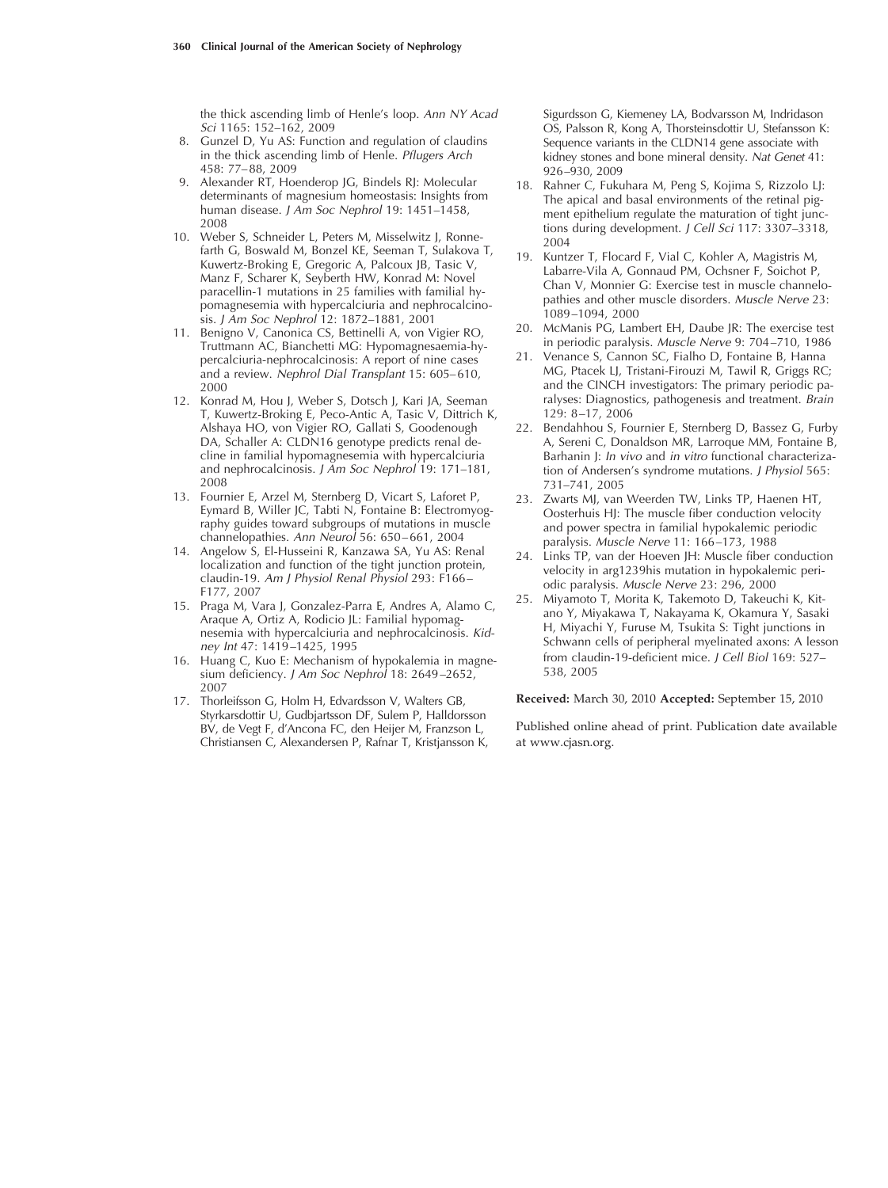the thick ascending limb of Henle's loop. *Ann NY Acad Sci* 1165: 152–162, 2009

8. Gunzel D, Yu AS: Function and regulation of claudins in the thick ascending limb of Henle. *Pflugers Arch* 458: 77–88, 2009
9. Alexander RT, Hoenderop JG, Bindels RJ: Molecular determinants of magnesium homeostasis: Insights from human disease. *J Am Soc Nephrol* 19: 1451–1458, 2008
10. Weber S, Schneider L, Peters M, Misselwitz J, Ronnefarth G, Boswald M, Bonzel KE, Seeman T, Sulakova T, Kuwertz-Broking E, Gregoric A, Palcoux JB, Tasic V, Manz F, Scharer K, Seyberth HW, Konrad M: Novel paracellin-1 mutations in 25 families with familial hypomagnesemia with hypercalciuria and nephrocalcinosis. *J Am Soc Nephrol* 12: 1872–1881, 2001
11. Benigno V, Canonica CS, Bettinelli A, von Vigier RO, Truttmann AC, Bianchetti MG: Hypomagnesaemia-hypercalciuria-nephrocalcinosis: A report of nine cases and a review. *Nephrol Dial Transplant* 15: 605–610, 2000
12. Konrad M, Hou J, Weber S, Dotsch J, Kari JA, Seeman T, Kuwertz-Broking E, Peco-Antic A, Tasic V, Dittrich K, Alshaya HO, von Vigier RO, Gallati S, Goodenough DA, Schaller A: CLDN16 genotype predicts renal decline in familial hypomagnesemia with hypercalciuria and nephrocalcinosis. *J Am Soc Nephrol* 19: 171–181, 2008
13. Fournier E, Arzel M, Sternberg D, Vicart S, Laforet P, Eymard B, Willer JC, Tabti N, Fontaine B: Electromyography guides toward subgroups of mutations in muscle channelopathies. *Ann Neurol* 56: 650–661, 2004
14. Angelow S, El-Husseini R, Kanzawa SA, Yu AS: Renal localization and function of the tight junction protein, claudin-19. *Am J Physiol Renal Physiol* 293: F166–F177, 2007
15. Praga M, Vara J, Gonzalez-Parra E, Andres A, Alamo C, Araque A, Ortiz A, Rodicio JL: Familial hypomagnesemia with hypercalciuria and nephrocalcinosis. *Kidney Int* 47: 1419–1425, 1995
16. Huang C, Kuo E: Mechanism of hypokalemia in magnesium deficiency. *J Am Soc Nephrol* 18: 2649–2652, 2007
17. Thorleifsson G, Holm H, Edvardsson V, Walters GB, Styrkarsdottir U, Gudbjartsson DF, Sulem P, Halldorsson BV, de Vegt F, d'Ancona FC, den Heijer M, Franzson L, Christiansen C, Alexandersen P, Rafnar T, Kristjansson K, Sigurdsson G, Kiemeney LA, Bodvarsson M, Indridason OS, Palsson R, Kong A, Thorsteinsdottir U, Stefansson K: Sequence variants in the CLDN14 gene associate with kidney stones and bone mineral density. *Nat Genet* 41: 926–930, 2009
18. Rahner C, Fukuhara M, Peng S, Kojima S, Rizzolo LJ: The apical and basal environments of the retinal pigment epithelium regulate the maturation of tight junctions during development. *J Cell Sci* 117: 3307–3318, 2004
19. Kuntzer T, Flocard F, Vial C, Kohler A, Magistris M, Labarre-Vila A, Gonnaud PM, Ochsner F, Soichot P, Chan V, Monnier G: Exercise test in muscle channelopathies and other muscle disorders. *Muscle Nerve* 23: 1089–1094, 2000
20. McManis PG, Lambert EH, Daube JR: The exercise test in periodic paralysis. *Muscle Nerve* 9: 704–710, 1986
21. Venance S, Cannon SC, Fialho D, Fontaine B, Hanna MG, Ptacek LJ, Tristani-Firouzi M, Tawil R, Griggs RC; and the CINCH investigators: The primary periodic paralyses: Diagnostics, pathogenesis and treatment. *Brain* 129: 8–17, 2006
22. Bendahhou S, Fournier E, Sternberg D, Bassez G, Furby A, Sereni C, Donaldson MR, Larroque MM, Fontaine B, Barhanin J: *In vivo* and *in vitro* functional characterization of Andersen's syndrome mutations. *J Physiol* 565: 731–741, 2005
23. Zwarts MJ, van Weerden TW, Links TP, Haenen HT, Oosterhuis HJ: The muscle fiber conduction velocity and power spectra in familial hypokalemic periodic paralysis. *Muscle Nerve* 11: 166–173, 1988
24. Links TP, van der Hoeven JH: Muscle fiber conduction velocity in arg1239his mutation in hypokalemic periodic paralysis. *Muscle Nerve* 23: 296, 2000
25. Miyamoto T, Morita K, Takemoto D, Takeuchi K, Kitano Y, Miyakawa T, Nakayama K, Okamura Y, Sasaki H, Miyachi Y, Furuse M, Tsukita S: Tight junctions in Schwann cells of peripheral myelinated axons: A lesson from claudin-19-deficient mice. *J Cell Biol* 169: 527–538, 2005

**Received:** March 30, 2010 **Accepted:** September 15, 2010

Published online ahead of print. Publication date available at www.cjasn.org.